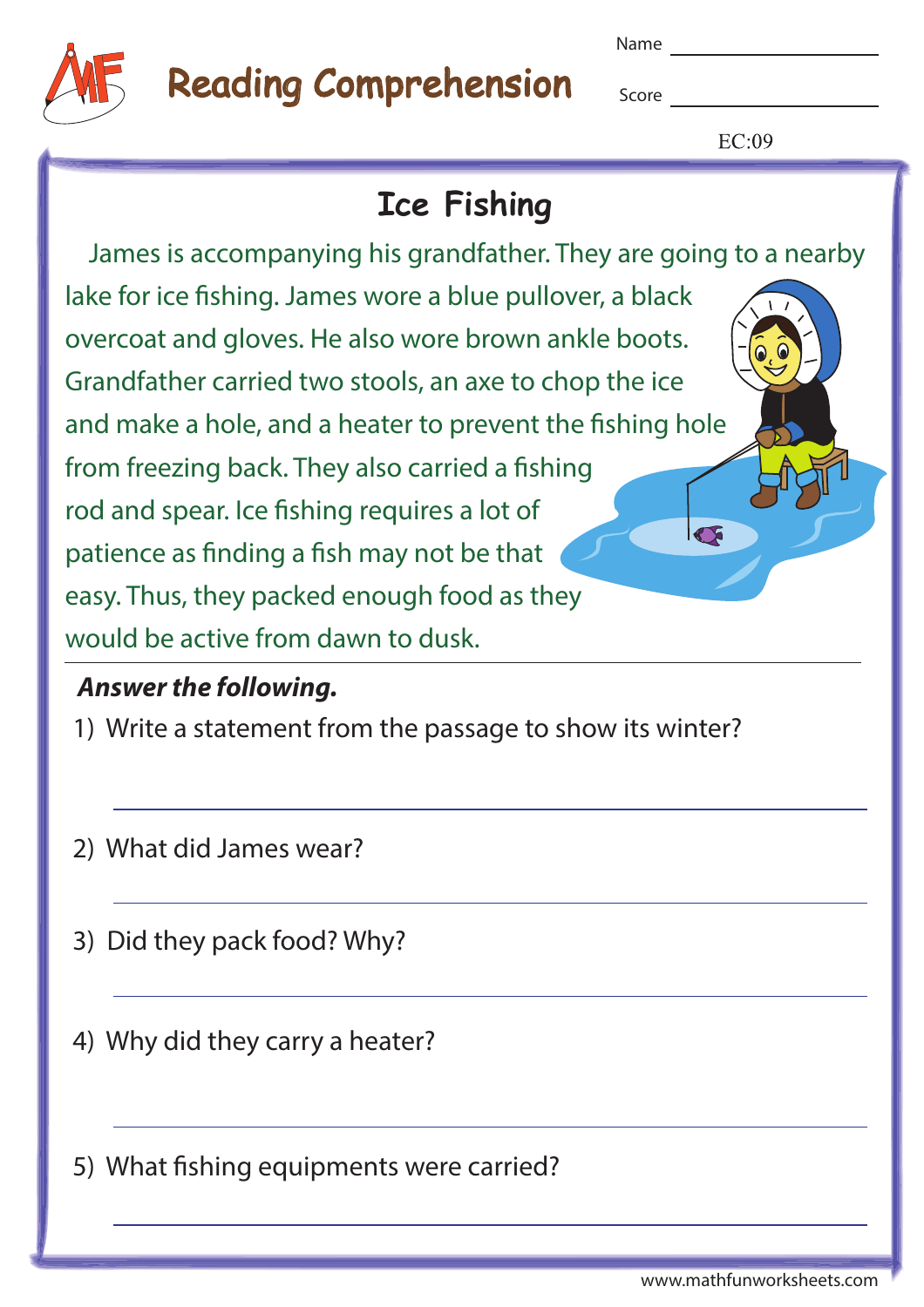# Reading Comprehension

Name ____________

Score ____________

EC:09

## Ice Fishing

James is accompanying his grandfather. They are going to a nearby lake for ice fishing. James wore a blue pullover, a black overcoat and gloves. He also wore brown ankle boots. Grandfather carried two stools, an axe to chop the ice and make a hole, and a heater to prevent the fishing hole from freezing back. They also carried a fishing rod and spear. Ice fishing requires a lot of patience as finding a fish may not be that easy. Thus, they packed enough food as they would be active from dawn to dusk.

***Answer the following.***

1) Write a statement from the passage to show its winter?

____________________________________________

2) What did James wear?

____________________________________________

3) Did they pack food? Why?

____________________________________________

4) Why did they carry a heater?

____________________________________________

5) What fishing equipments were carried?

____________________________________________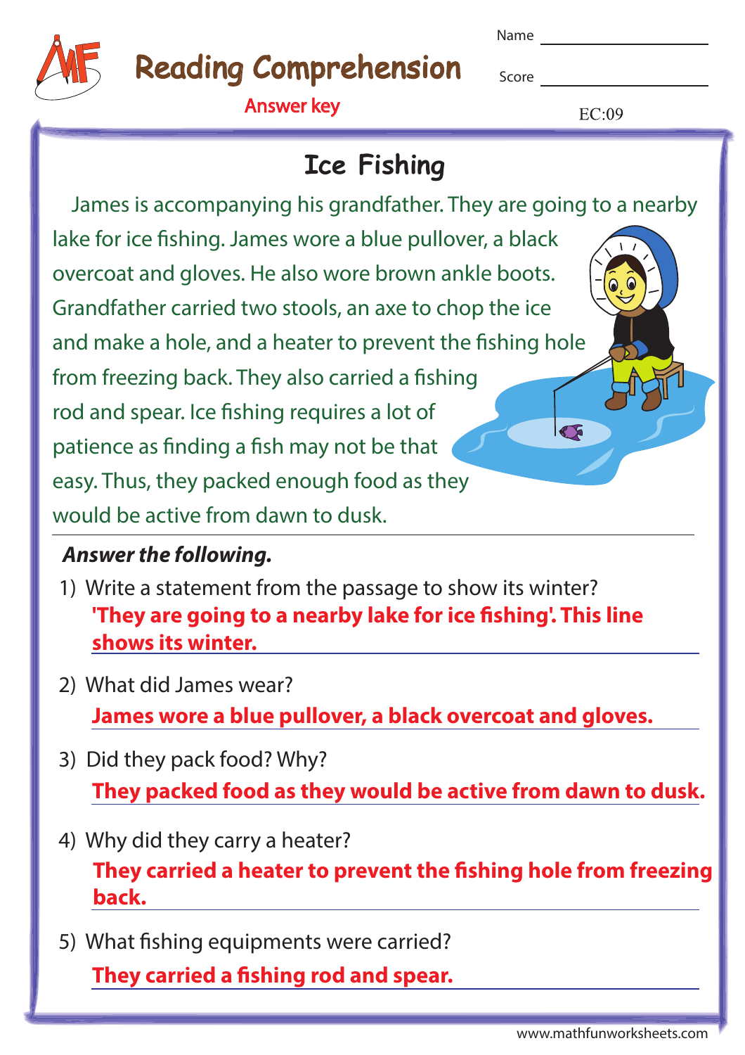# Reading Comprehension

Answer key

Name

Score

EC:09

## Ice Fishing

James is accompanying his grandfather. They are going to a nearby lake for ice fishing. James wore a blue pullover, a black overcoat and gloves. He also wore brown ankle boots. Grandfather carried two stools, an axe to chop the ice and make a hole, and a heater to prevent the fishing hole from freezing back. They also carried a fishing rod and spear. Ice fishing requires a lot of patience as finding a fish may not be that easy. Thus, they packed enough food as they would be active from dawn to dusk.

***Answer the following.***

1) Write a statement from the passage to show its winter?
   **'They are going to a nearby lake for ice fishing'. This line shows its winter.**

2) What did James wear?
   **James wore a blue pullover, a black overcoat and gloves.**

3) Did they pack food? Why?
   **They packed food as they would be active from dawn to dusk.**

4) Why did they carry a heater?
   **They carried a heater to prevent the fishing hole from freezing back.**

5) What fishing equipments were carried?
   **They carried a fishing rod and spear.**

www.mathfunworksheets.com